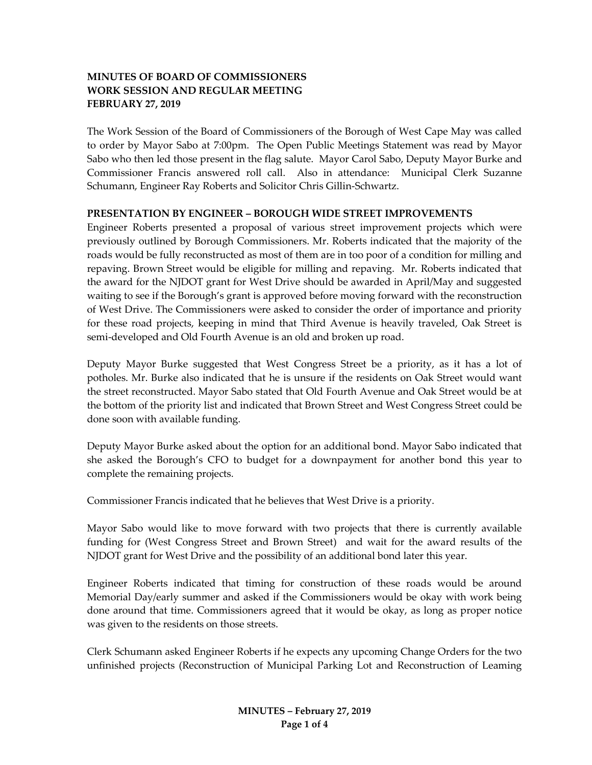**MINUTES OF BOARD OF COMMISSIONERS**
**WORK SESSION AND REGULAR MEETING**
**FEBRUARY 27, 2019**

The Work Session of the Board of Commissioners of the Borough of West Cape May was called to order by Mayor Sabo at 7:00pm. The Open Public Meetings Statement was read by Mayor Sabo who then led those present in the flag salute. Mayor Carol Sabo, Deputy Mayor Burke and Commissioner Francis answered roll call. Also in attendance: Municipal Clerk Suzanne Schumann, Engineer Ray Roberts and Solicitor Chris Gillin-Schwartz.

**PRESENTATION BY ENGINEER – BOROUGH WIDE STREET IMPROVEMENTS**

Engineer Roberts presented a proposal of various street improvement projects which were previously outlined by Borough Commissioners. Mr. Roberts indicated that the majority of the roads would be fully reconstructed as most of them are in too poor of a condition for milling and repaving. Brown Street would be eligible for milling and repaving. Mr. Roberts indicated that the award for the NJDOT grant for West Drive should be awarded in April/May and suggested waiting to see if the Borough's grant is approved before moving forward with the reconstruction of West Drive. The Commissioners were asked to consider the order of importance and priority for these road projects, keeping in mind that Third Avenue is heavily traveled, Oak Street is semi-developed and Old Fourth Avenue is an old and broken up road.

Deputy Mayor Burke suggested that West Congress Street be a priority, as it has a lot of potholes. Mr. Burke also indicated that he is unsure if the residents on Oak Street would want the street reconstructed. Mayor Sabo stated that Old Fourth Avenue and Oak Street would be at the bottom of the priority list and indicated that Brown Street and West Congress Street could be done soon with available funding.

Deputy Mayor Burke asked about the option for an additional bond. Mayor Sabo indicated that she asked the Borough's CFO to budget for a downpayment for another bond this year to complete the remaining projects.

Commissioner Francis indicated that he believes that West Drive is a priority.

Mayor Sabo would like to move forward with two projects that there is currently available funding for (West Congress Street and Brown Street) and wait for the award results of the NJDOT grant for West Drive and the possibility of an additional bond later this year.

Engineer Roberts indicated that timing for construction of these roads would be around Memorial Day/early summer and asked if the Commissioners would be okay with work being done around that time. Commissioners agreed that it would be okay, as long as proper notice was given to the residents on those streets.

Clerk Schumann asked Engineer Roberts if he expects any upcoming Change Orders for the two unfinished projects (Reconstruction of Municipal Parking Lot and Reconstruction of Leaming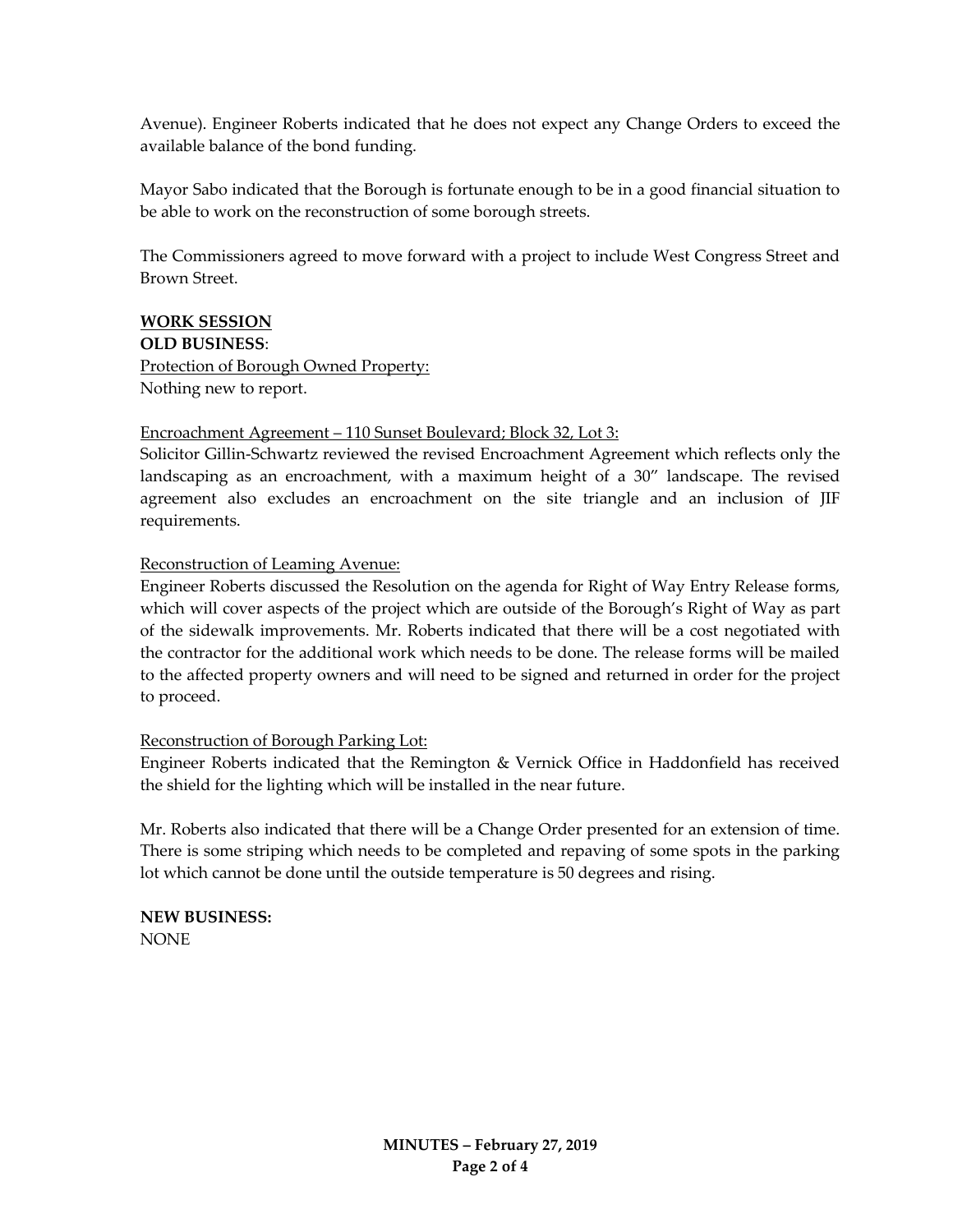Avenue). Engineer Roberts indicated that he does not expect any Change Orders to exceed the available balance of the bond funding.

Mayor Sabo indicated that the Borough is fortunate enough to be in a good financial situation to be able to work on the reconstruction of some borough streets.

The Commissioners agreed to move forward with a project to include West Congress Street and Brown Street.

**WORK SESSION**

**OLD BUSINESS**:

Protection of Borough Owned Property:
Nothing new to report.

Encroachment Agreement – 110 Sunset Boulevard; Block 32, Lot 3:
Solicitor Gillin-Schwartz reviewed the revised Encroachment Agreement which reflects only the landscaping as an encroachment, with a maximum height of a 30" landscape. The revised agreement also excludes an encroachment on the site triangle and an inclusion of JIF requirements.

Reconstruction of Leaming Avenue:
Engineer Roberts discussed the Resolution on the agenda for Right of Way Entry Release forms, which will cover aspects of the project which are outside of the Borough's Right of Way as part of the sidewalk improvements. Mr. Roberts indicated that there will be a cost negotiated with the contractor for the additional work which needs to be done. The release forms will be mailed to the affected property owners and will need to be signed and returned in order for the project to proceed.

Reconstruction of Borough Parking Lot:
Engineer Roberts indicated that the Remington & Vernick Office in Haddonfield has received the shield for the lighting which will be installed in the near future.

Mr. Roberts also indicated that there will be a Change Order presented for an extension of time. There is some striping which needs to be completed and repaving of some spots in the parking lot which cannot be done until the outside temperature is 50 degrees and rising.

**NEW BUSINESS:**
NONE

**MINUTES – February 27, 2019**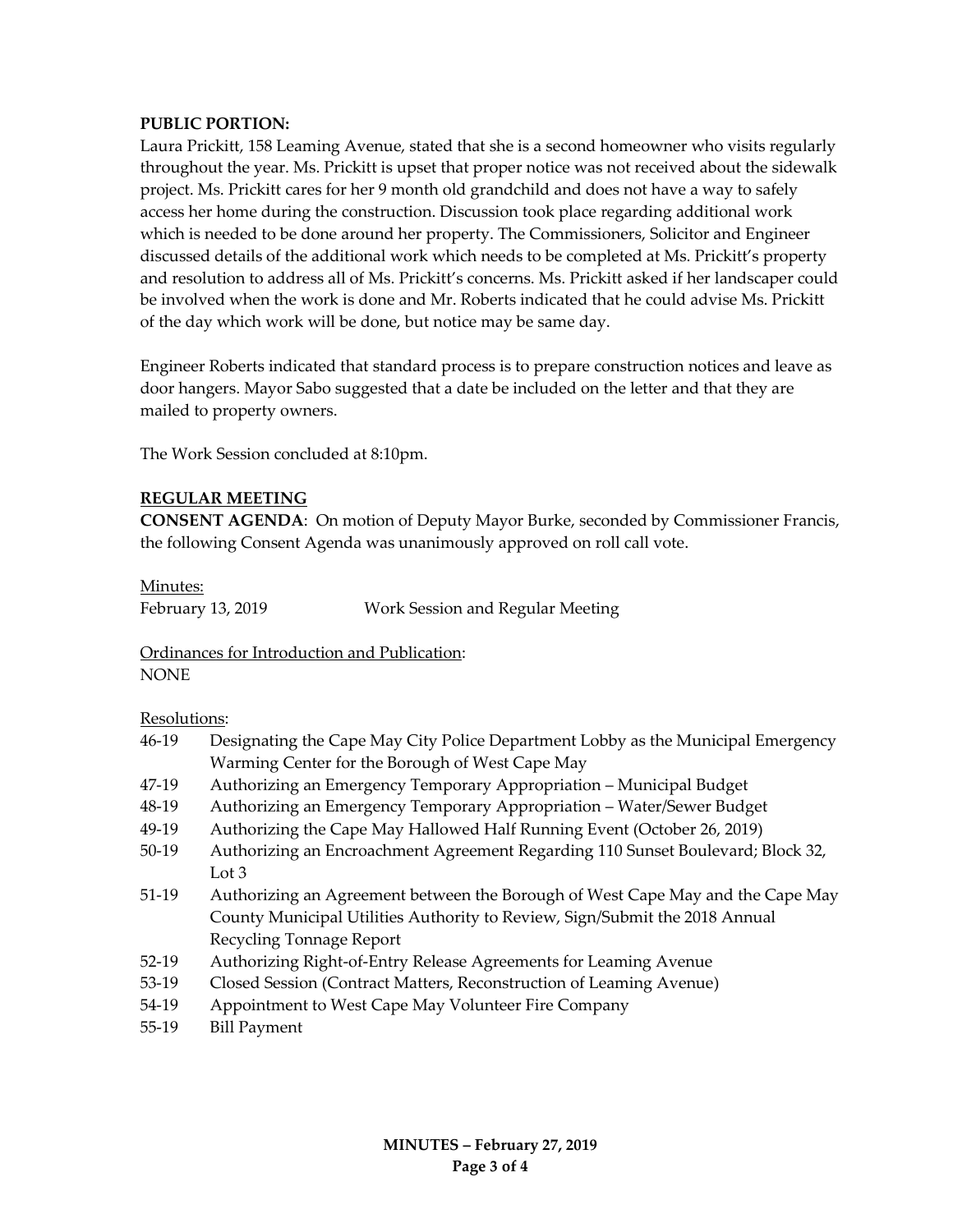**PUBLIC PORTION:**
Laura Prickitt, 158 Leaming Avenue, stated that she is a second homeowner who visits regularly throughout the year. Ms. Prickitt is upset that proper notice was not received about the sidewalk project. Ms. Prickitt cares for her 9 month old grandchild and does not have a way to safely access her home during the construction. Discussion took place regarding additional work which is needed to be done around her property. The Commissioners, Solicitor and Engineer discussed details of the additional work which needs to be completed at Ms. Prickitt's property and resolution to address all of Ms. Prickitt's concerns. Ms. Prickitt asked if her landscaper could be involved when the work is done and Mr. Roberts indicated that he could advise Ms. Prickitt of the day which work will be done, but notice may be same day.

Engineer Roberts indicated that standard process is to prepare construction notices and leave as door hangers. Mayor Sabo suggested that a date be included on the letter and that they are mailed to property owners.

The Work Session concluded at 8:10pm.

**REGULAR MEETING**

**CONSENT AGENDA**: On motion of Deputy Mayor Burke, seconded by Commissioner Francis, the following Consent Agenda was unanimously approved on roll call vote.

Minutes:
February 13, 2019 Work Session and Regular Meeting

Ordinances for Introduction and Publication:
NONE

Resolutions:

- 46-19 Designating the Cape May City Police Department Lobby as the Municipal Emergency Warming Center for the Borough of West Cape May
- 47-19 Authorizing an Emergency Temporary Appropriation – Municipal Budget
- 48-19 Authorizing an Emergency Temporary Appropriation – Water/Sewer Budget
- 49-19 Authorizing the Cape May Hallowed Half Running Event (October 26, 2019)
- 50-19 Authorizing an Encroachment Agreement Regarding 110 Sunset Boulevard; Block 32, Lot 3
- 51-19 Authorizing an Agreement between the Borough of West Cape May and the Cape May County Municipal Utilities Authority to Review, Sign/Submit the 2018 Annual Recycling Tonnage Report
- 52-19 Authorizing Right-of-Entry Release Agreements for Leaming Avenue
- 53-19 Closed Session (Contract Matters, Reconstruction of Leaming Avenue)
- 54-19 Appointment to West Cape May Volunteer Fire Company
- 55-19 Bill Payment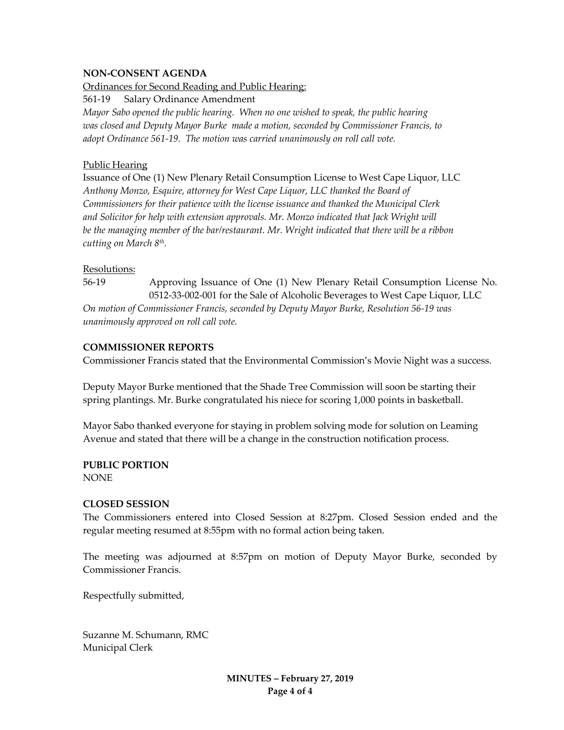**NON-CONSENT AGENDA**

Ordinances for Second Reading and Public Hearing:

561-19 Salary Ordinance Amendment

*Mayor Sabo opened the public hearing. When no one wished to speak, the public hearing was closed and Deputy Mayor Burke made a motion, seconded by Commissioner Francis, to adopt Ordinance 561-19. The motion was carried unanimously on roll call vote.*

Public Hearing

Issuance of One (1) New Plenary Retail Consumption License to West Cape Liquor, LLC

*Anthony Monzo, Esquire, attorney for West Cape Liquor, LLC thanked the Board of Commissioners for their patience with the license issuance and thanked the Municipal Clerk and Solicitor for help with extension approvals. Mr. Monzo indicated that Jack Wright will be the managing member of the bar/restaurant. Mr. Wright indicated that there will be a ribbon cutting on March 8th.*

Resolutions:

56-19 Approving Issuance of One (1) New Plenary Retail Consumption License No. 0512-33-002-001 for the Sale of Alcoholic Beverages to West Cape Liquor, LLC

*On motion of Commissioner Francis, seconded by Deputy Mayor Burke, Resolution 56-19 was unanimously approved on roll call vote.*

**COMMISSIONER REPORTS**

Commissioner Francis stated that the Environmental Commission's Movie Night was a success.

Deputy Mayor Burke mentioned that the Shade Tree Commission will soon be starting their spring plantings. Mr. Burke congratulated his niece for scoring 1,000 points in basketball.

Mayor Sabo thanked everyone for staying in problem solving mode for solution on Leaming Avenue and stated that there will be a change in the construction notification process.

**PUBLIC PORTION**

NONE

**CLOSED SESSION**

The Commissioners entered into Closed Session at 8:27pm. Closed Session ended and the regular meeting resumed at 8:55pm with no formal action being taken.

The meeting was adjourned at 8:57pm on motion of Deputy Mayor Burke, seconded by Commissioner Francis.

Respectfully submitted,

Suzanne M. Schumann, RMC
Municipal Clerk

**MINUTES – February 27, 2019**